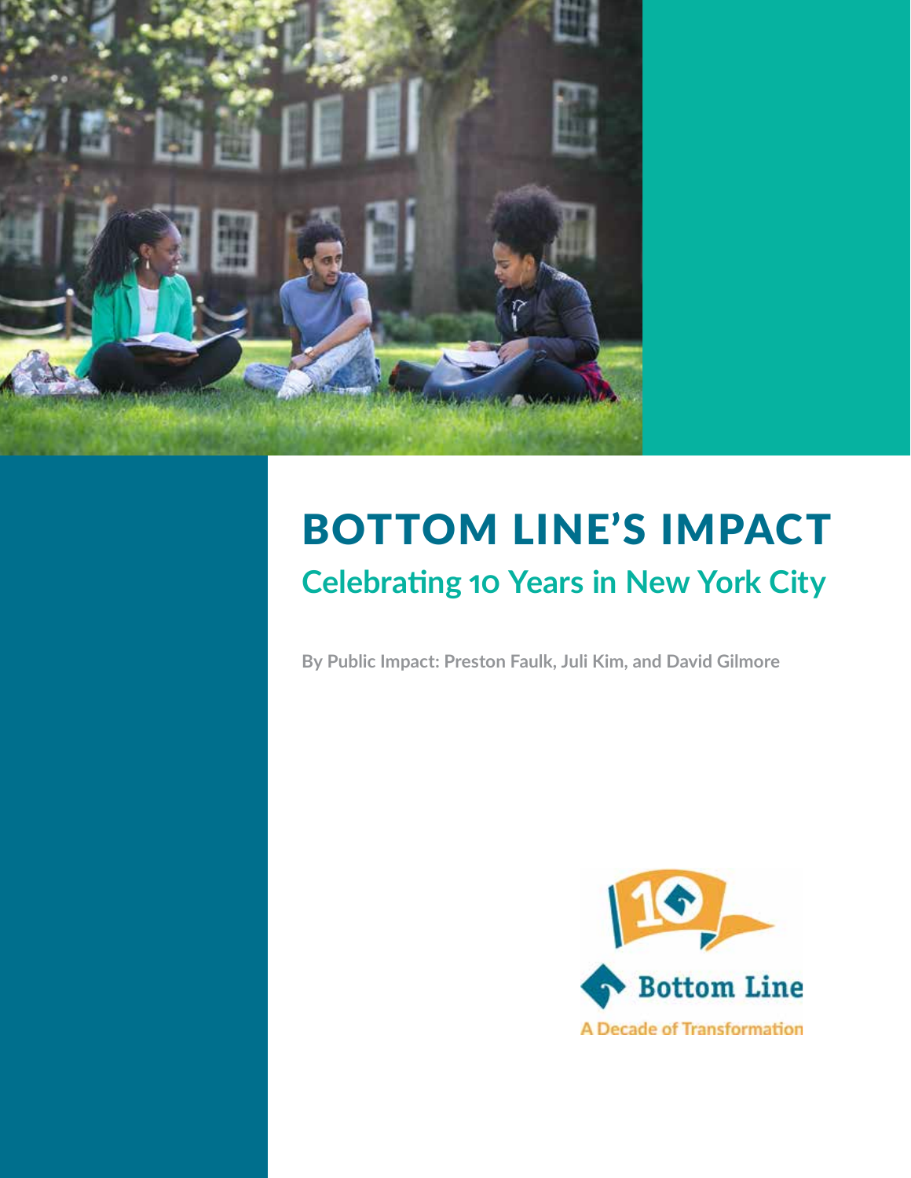# BOTTOM LINE'S IMPACT

## Celebrating 10 Years in New York City

By Public Impact: Preston Faulk, Juli Kim, and David Gilmore

Bottom Line

A Decade of Transformation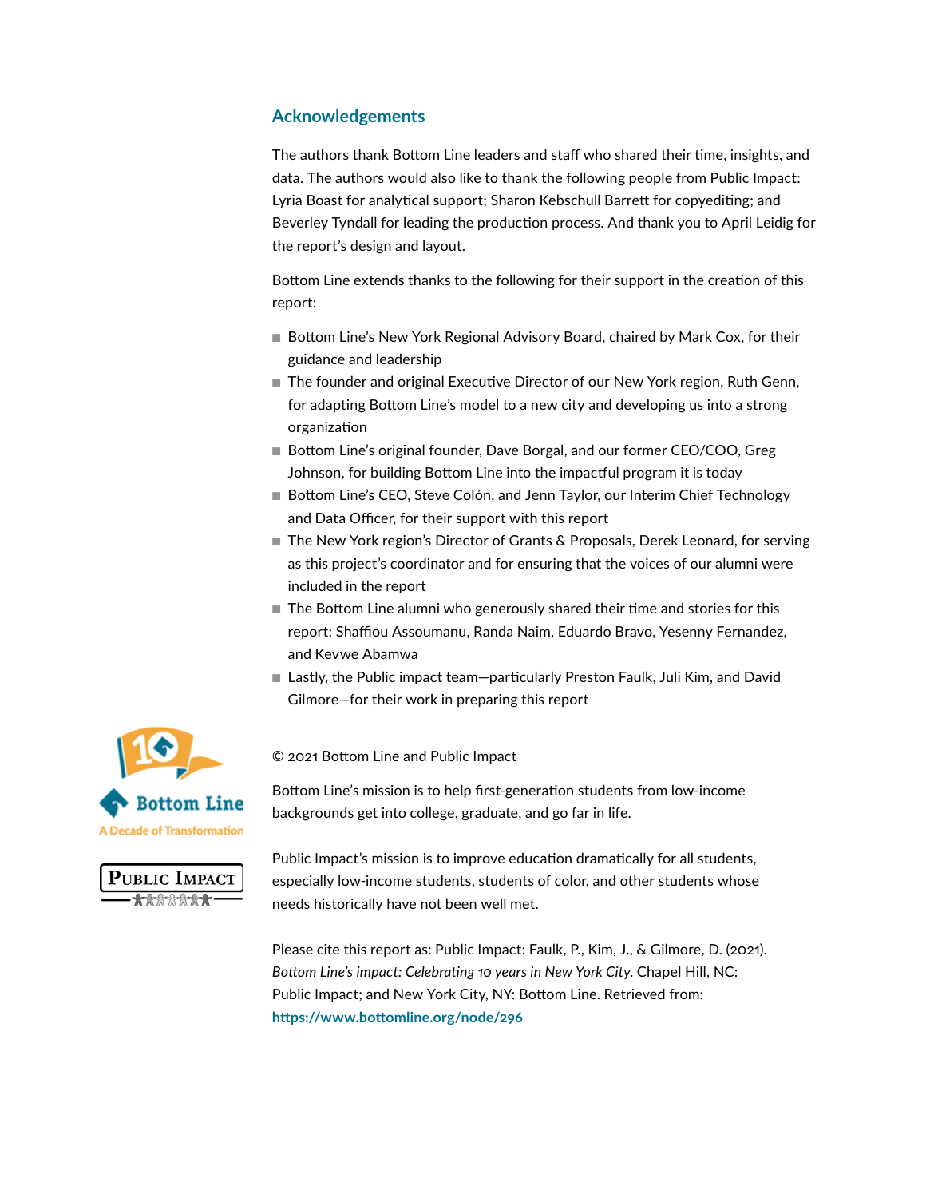## Acknowledgements

The authors thank Bottom Line leaders and staff who shared their time, insights, and data. The authors would also like to thank the following people from Public Impact: Lyria Boast for analytical support; Sharon Kebschull Barrett for copyediting; and Beverley Tyndall for leading the production process. And thank you to April Leidig for the report's design and layout.

Bottom Line extends thanks to the following for their support in the creation of this report:

- Bottom Line's New York Regional Advisory Board, chaired by Mark Cox, for their guidance and leadership
- The founder and original Executive Director of our New York region, Ruth Genn, for adapting Bottom Line's model to a new city and developing us into a strong organization
- Bottom Line's original founder, Dave Borgal, and our former CEO/COO, Greg Johnson, for building Bottom Line into the impactful program it is today
- Bottom Line's CEO, Steve Colón, and Jenn Taylor, our Interim Chief Technology and Data Officer, for their support with this report
- The New York region's Director of Grants & Proposals, Derek Leonard, for serving as this project's coordinator and for ensuring that the voices of our alumni were included in the report
- The Bottom Line alumni who generously shared their time and stories for this report: Shaffiou Assoumanu, Randa Naim, Eduardo Bravo, Yesenny Fernandez, and Kevwe Abamwa
- Lastly, the Public impact team—particularly Preston Faulk, Juli Kim, and David Gilmore—for their work in preparing this report

© 2021 Bottom Line and Public Impact

Bottom Line's mission is to help first-generation students from low-income backgrounds get into college, graduate, and go far in life.

Public Impact's mission is to improve education dramatically for all students, especially low-income students, students of color, and other students whose needs historically have not been well met.

Please cite this report as: Public Impact: Faulk, P., Kim, J., & Gilmore, D. (2021). *Bottom Line's impact: Celebrating 10 years in New York City*. Chapel Hill, NC: Public Impact; and New York City, NY: Bottom Line. Retrieved from: https://www.bottomline.org/node/296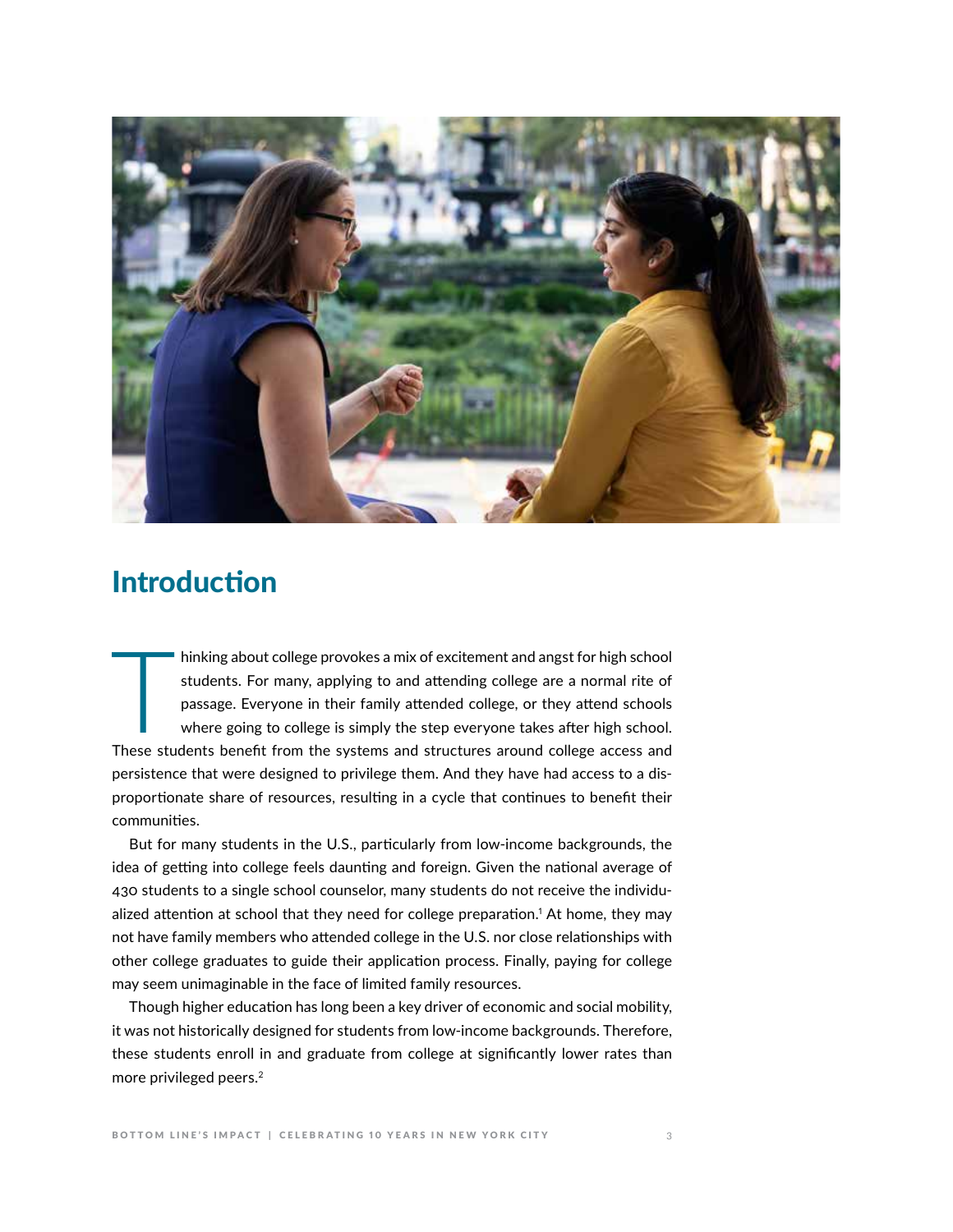## Introduction

Thinking about college provokes a mix of excitement and angst for high school students. For many, applying to and attending college are a normal rite of passage. Everyone in their family attended college, or they attend schools where going to college is simply the step everyone takes after high school. These students benefit from the systems and structures around college access and persistence that were designed to privilege them. And they have had access to a disproportionate share of resources, resulting in a cycle that continues to benefit their communities.

But for many students in the U.S., particularly from low-income backgrounds, the idea of getting into college feels daunting and foreign. Given the national average of 430 students to a single school counselor, many students do not receive the individualized attention at school that they need for college preparation.[1] At home, they may not have family members who attended college in the U.S. nor close relationships with other college graduates to guide their application process. Finally, paying for college may seem unimaginable in the face of limited family resources.

Though higher education has long been a key driver of economic and social mobility, it was not historically designed for students from low-income backgrounds. Therefore, these students enroll in and graduate from college at significantly lower rates than more privileged peers.[2]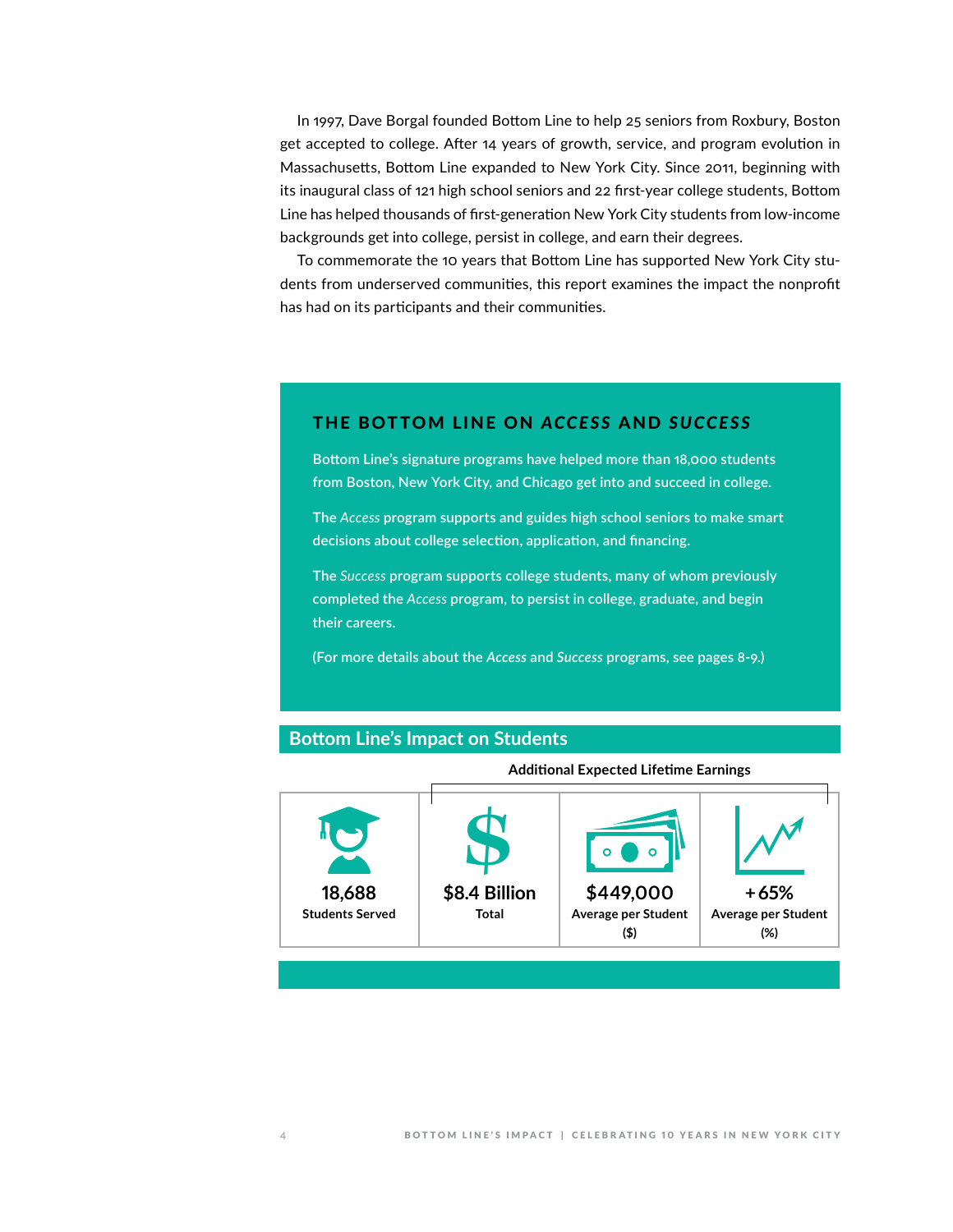In 1997, Dave Borgal founded Bottom Line to help 25 seniors from Roxbury, Boston get accepted to college. After 14 years of growth, service, and program evolution in Massachusetts, Bottom Line expanded to New York City. Since 2011, beginning with its inaugural class of 121 high school seniors and 22 first-year college students, Bottom Line has helped thousands of first-generation New York City students from low-income backgrounds get into college, persist in college, and earn their degrees.

To commemorate the 10 years that Bottom Line has supported New York City students from underserved communities, this report examines the impact the nonprofit has had on its participants and their communities.

## THE BOTTOM LINE ON *ACCESS* AND *SUCCESS*

Bottom Line's signature programs have helped more than 18,000 students from Boston, New York City, and Chicago get into and succeed in college.

The *Access* program supports and guides high school seniors to make smart decisions about college selection, application, and financing.

The *Success* program supports college students, many of whom previously completed the *Access* program, to persist in college, graduate, and begin their careers.

(For more details about the *Access* and *Success* programs, see pages 8-9.)

## Bottom Line's Impact on Students

| | Additional Expected Lifetime Earnings | | |
|---|---|---|---|
| **18,688** Students Served | **$8.4 Billion** Total | **$449,000** Average per Student ($) | **+65%** Average per Student (%) |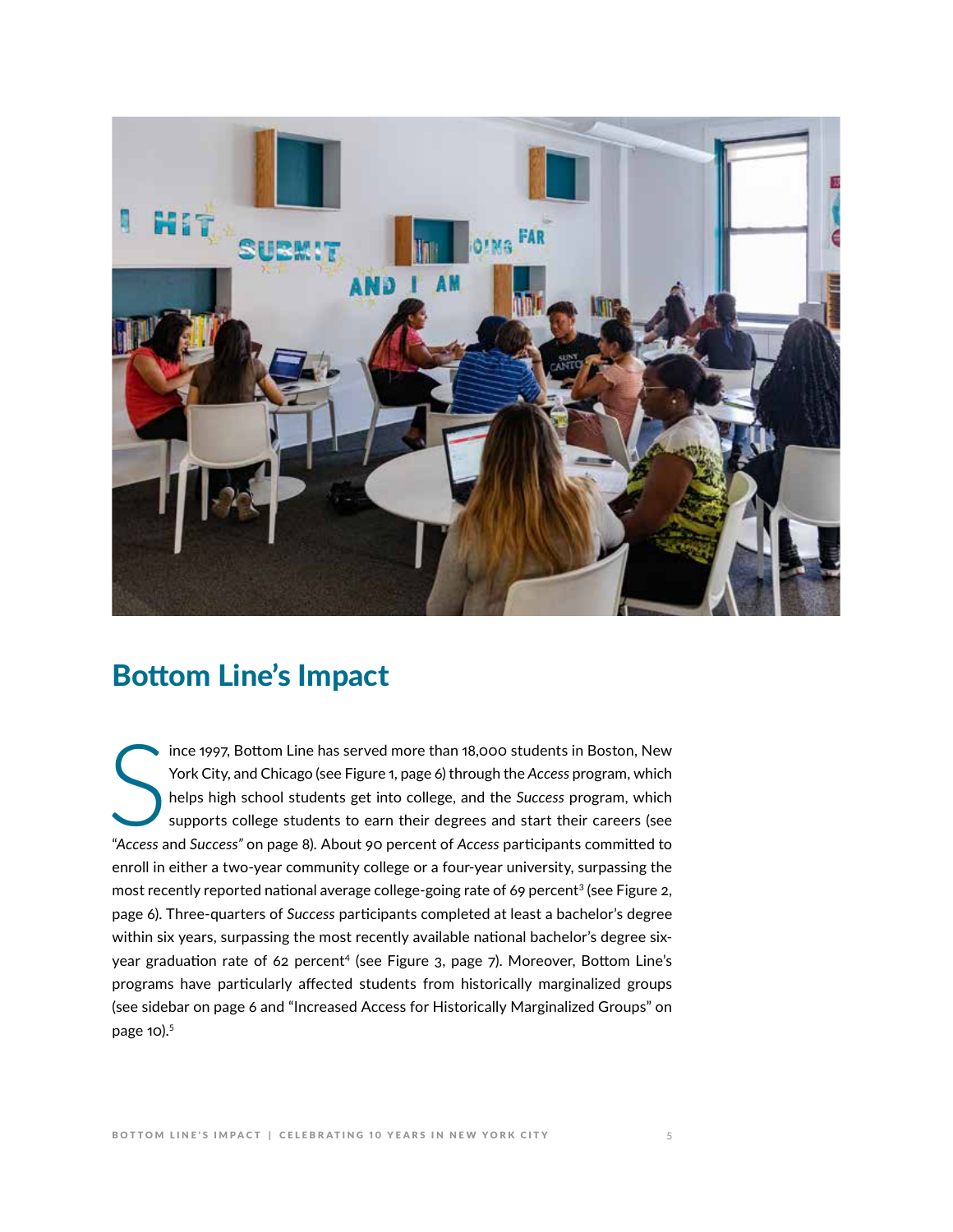## Bottom Line's Impact

Since 1997, Bottom Line has served more than 18,000 students in Boston, New York City, and Chicago (see Figure 1, page 6) through the *Access* program, which helps high school students get into college, and the *Success* program, which supports college students to earn their degrees and start their careers (see "*Access* and *Success*" on page 8). About 90 percent of *Access* participants committed to enroll in either a two-year community college or a four-year university, surpassing the most recently reported national average college-going rate of 69 percent[3] (see Figure 2, page 6). Three-quarters of *Success* participants completed at least a bachelor's degree within six years, surpassing the most recently available national bachelor's degree six-year graduation rate of 62 percent[4] (see Figure 3, page 7). Moreover, Bottom Line's programs have particularly affected students from historically marginalized groups (see sidebar on page 6 and "Increased Access for Historically Marginalized Groups" on page 10).[5]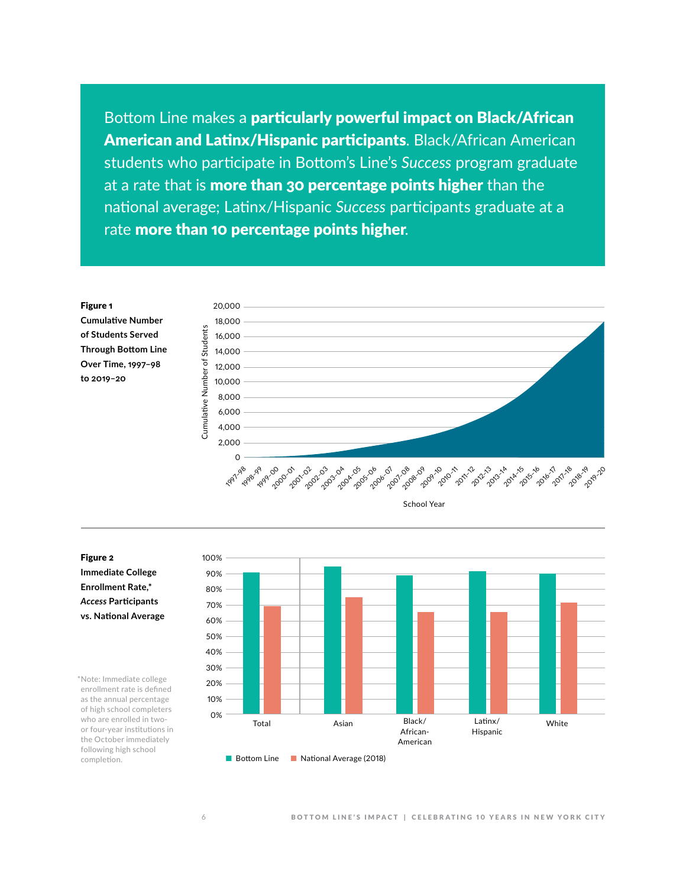Bottom Line makes a **particularly powerful impact on Black/African American and Latinx/Hispanic participants**. Black/African American students who participate in Bottom's Line's *Success* program graduate at a rate that is **more than 30 percentage points higher** than the national average; Latinx/Hispanic *Success* participants graduate at a rate **more than 10 percentage points higher**.

**Figure 1**
**Cumulative Number of Students Served Through Bottom Line Over Time, 1997–98 to 2019–20**

**Figure 2**
**Immediate College Enrollment Rate,\* *Access* Participants vs. National Average**

\*Note: Immediate college enrollment rate is defined as the annual percentage of high school completers who are enrolled in two- or four-year institutions in the October immediately following high school completion.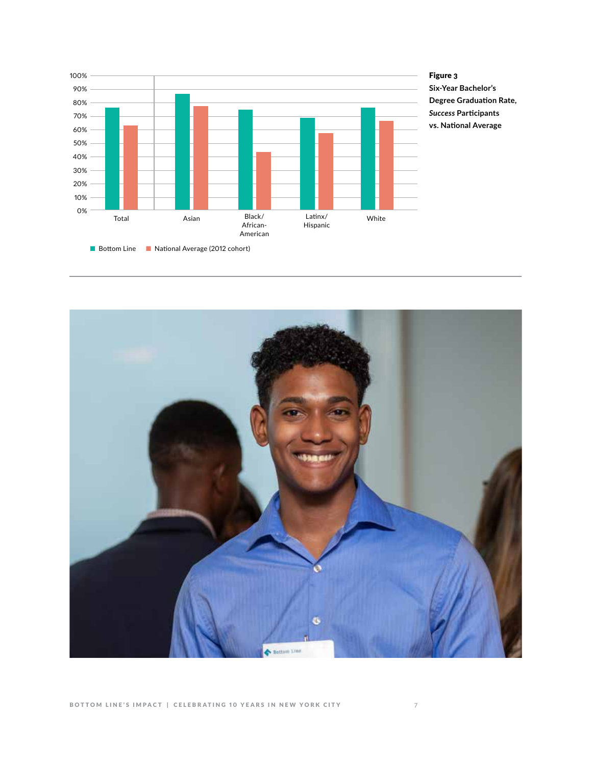**Figure 3**
**Six-Year Bachelor's Degree Graduation Rate, *Success* Participants vs. National Average**

| | Bottom Line | National Average (2012 cohort) |
|---|---|---|
| Total | ~76% | ~63% |
| Asian | ~86% | ~77% |
| Black/African-American | ~74% | ~43% |
| Latinx/Hispanic | ~68% | ~57% |
| White | ~76% | ~66% |

*Values are approximate readings from the bar chart.*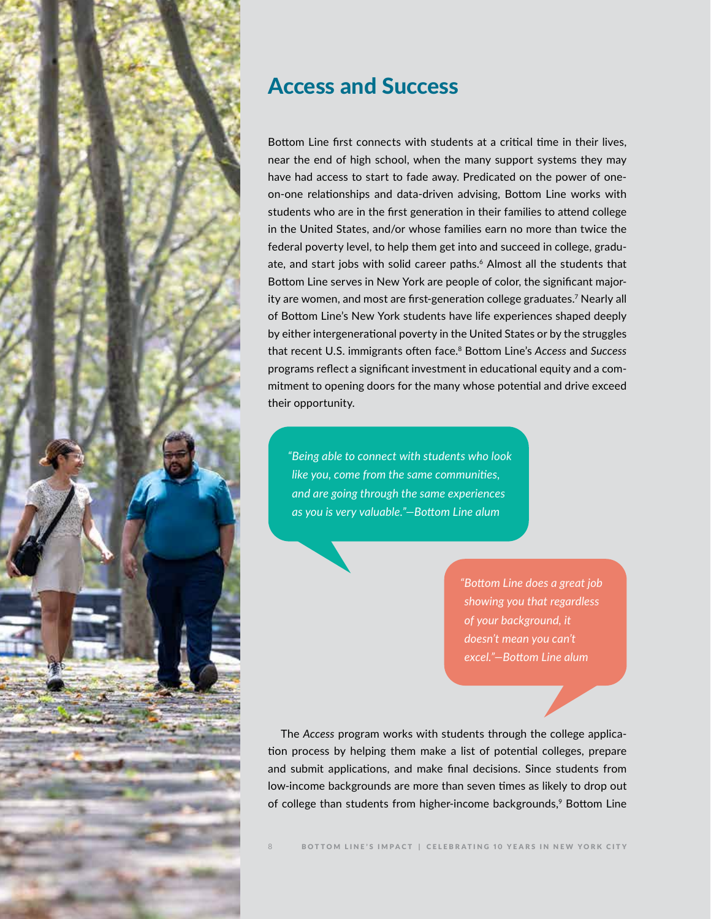## Access and Success

Bottom Line first connects with students at a critical time in their lives, near the end of high school, when the many support systems they may have had access to start to fade away. Predicated on the power of one-on-one relationships and data-driven advising, Bottom Line works with students who are in the first generation in their families to attend college in the United States, and/or whose families earn no more than twice the federal poverty level, to help them get into and succeed in college, graduate, and start jobs with solid career paths.[6] Almost all the students that Bottom Line serves in New York are people of color, the significant majority are women, and most are first-generation college graduates.[7] Nearly all of Bottom Line's New York students have life experiences shaped deeply by either intergenerational poverty in the United States or by the struggles that recent U.S. immigrants often face.[8] Bottom Line's *Access* and *Success* programs reflect a significant investment in educational equity and a commitment to opening doors for the many whose potential and drive exceed their opportunity.

*"Being able to connect with students who look like you, come from the same communities, and are going through the same experiences as you is very valuable."—Bottom Line alum*

*"Bottom Line does a great job showing you that regardless of your background, it doesn't mean you can't excel."—Bottom Line alum*

The *Access* program works with students through the college application process by helping them make a list of potential colleges, prepare and submit applications, and make final decisions. Since students from low-income backgrounds are more than seven times as likely to drop out of college than students from higher-income backgrounds,[9] Bottom Line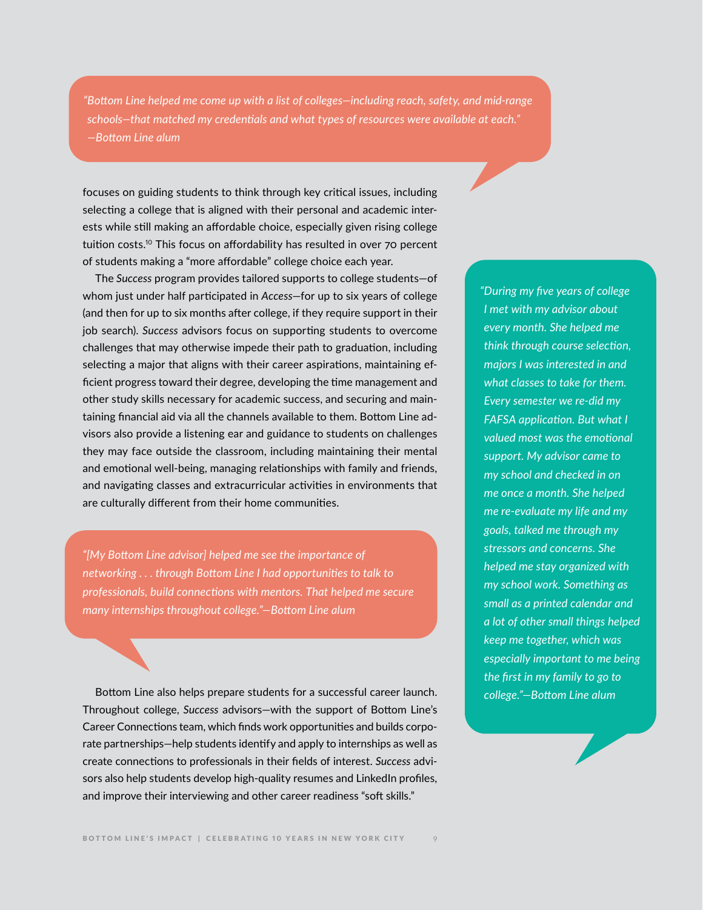> *"Bottom Line helped me come up with a list of colleges—including reach, safety, and mid-range schools—that matched my credentials and what types of resources were available at each." —Bottom Line alum*

focuses on guiding students to think through key critical issues, including selecting a college that is aligned with their personal and academic interests while still making an affordable choice, especially given rising college tuition costs.[10] This focus on affordability has resulted in over 70 percent of students making a "more affordable" college choice each year.

The *Success* program provides tailored supports to college students—of whom just under half participated in *Access*—for up to six years of college (and then for up to six months after college, if they require support in their job search). *Success* advisors focus on supporting students to overcome challenges that may otherwise impede their path to graduation, including selecting a major that aligns with their career aspirations, maintaining efficient progress toward their degree, developing the time management and other study skills necessary for academic success, and securing and maintaining financial aid via all the channels available to them. Bottom Line advisors also provide a listening ear and guidance to students on challenges they may face outside the classroom, including maintaining their mental and emotional well-being, managing relationships with family and friends, and navigating classes and extracurricular activities in environments that are culturally different from their home communities.

> *"[My Bottom Line advisor] helped me see the importance of networking . . . through Bottom Line I had opportunities to talk to professionals, build connections with mentors. That helped me secure many internships throughout college."—Bottom Line alum*

Bottom Line also helps prepare students for a successful career launch. Throughout college, *Success* advisors—with the support of Bottom Line's Career Connections team, which finds work opportunities and builds corporate partnerships—help students identify and apply to internships as well as create connections to professionals in their fields of interest. *Success* advisors also help students develop high-quality resumes and LinkedIn profiles, and improve their interviewing and other career readiness "soft skills."

> *"During my five years of college I met with my advisor about every month. She helped me think through course selection, majors I was interested in and what classes to take for them. Every semester we re-did my FAFSA application. But what I valued most was the emotional support. My advisor came to my school and checked in on me once a month. She helped me re-evaluate my life and my goals, talked me through my stressors and concerns. She helped me stay organized with my school work. Something as small as a printed calendar and a lot of other small things helped keep me together, which was especially important to me being the first in my family to go to college."—Bottom Line alum*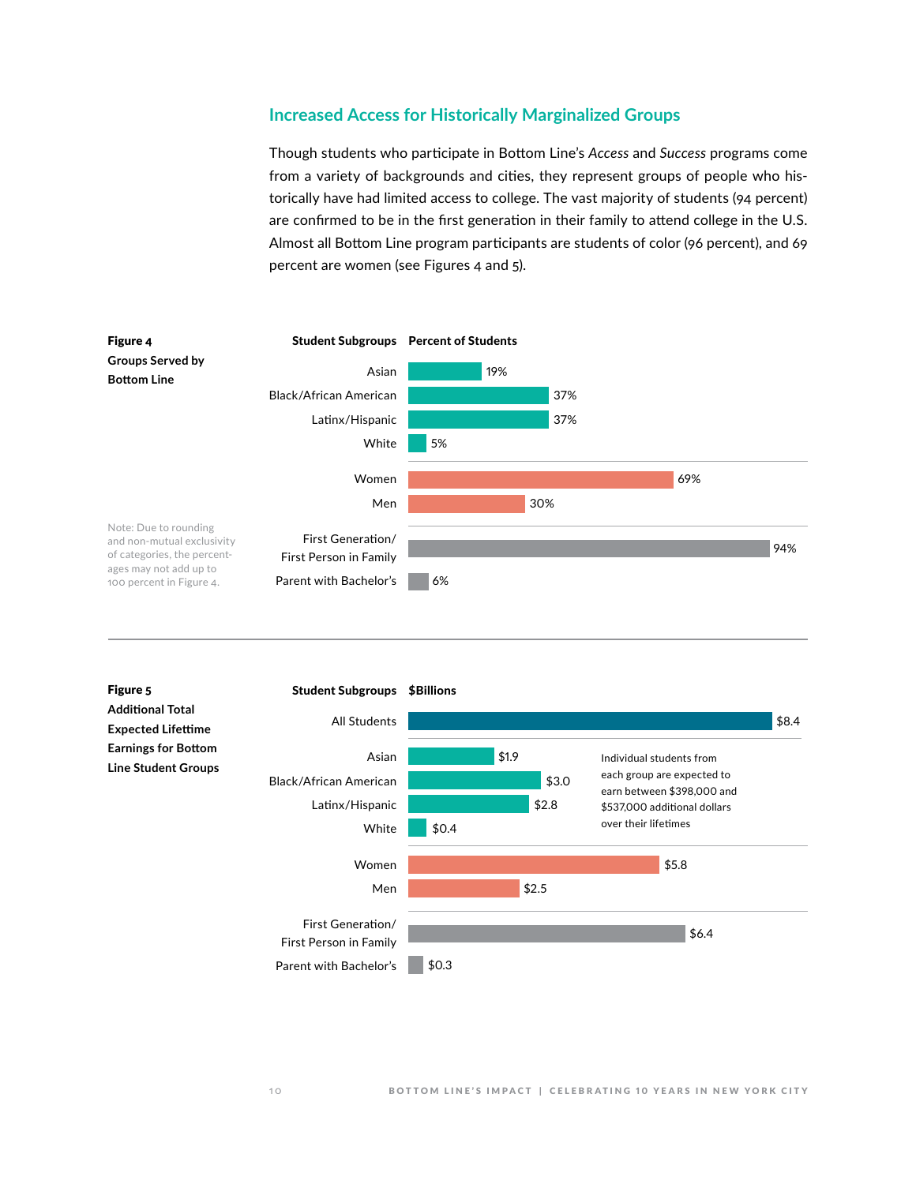## Increased Access for Historically Marginalized Groups

Though students who participate in Bottom Line's *Access* and *Success* programs come from a variety of backgrounds and cities, they represent groups of people who historically have had limited access to college. The vast majority of students (94 percent) are confirmed to be in the first generation in their family to attend college in the U.S. Almost all Bottom Line program participants are students of color (96 percent), and 69 percent are women (see Figures 4 and 5).

**Figure 4**
**Groups Served by Bottom Line**

| Student Subgroups | Percent of Students |
|---|---|
| Asian | 19% |
| Black/African American | 37% |
| Latinx/Hispanic | 37% |
| White | 5% |
| Women | 69% |
| Men | 30% |
| First Generation/ First Person in Family | 94% |
| Parent with Bachelor's | 6% |

Note: Due to rounding and non-mutual exclusivity of categories, the percentages may not add up to 100 percent in Figure 4.

**Figure 5**
**Additional Total Expected Lifetime Earnings for Bottom Line Student Groups**

| Student Subgroups | $Billions |
|---|---|
| All Students | $8.4 |
| Asian | $1.9 |
| Black/African American | $3.0 |
| Latinx/Hispanic | $2.8 |
| White | $0.4 |
| Women | $5.8 |
| Men | $2.5 |
| First Generation/ First Person in Family | $6.4 |
| Parent with Bachelor's | $0.3 |

Individual students from each group are expected to earn between $398,000 and $537,000 additional dollars over their lifetimes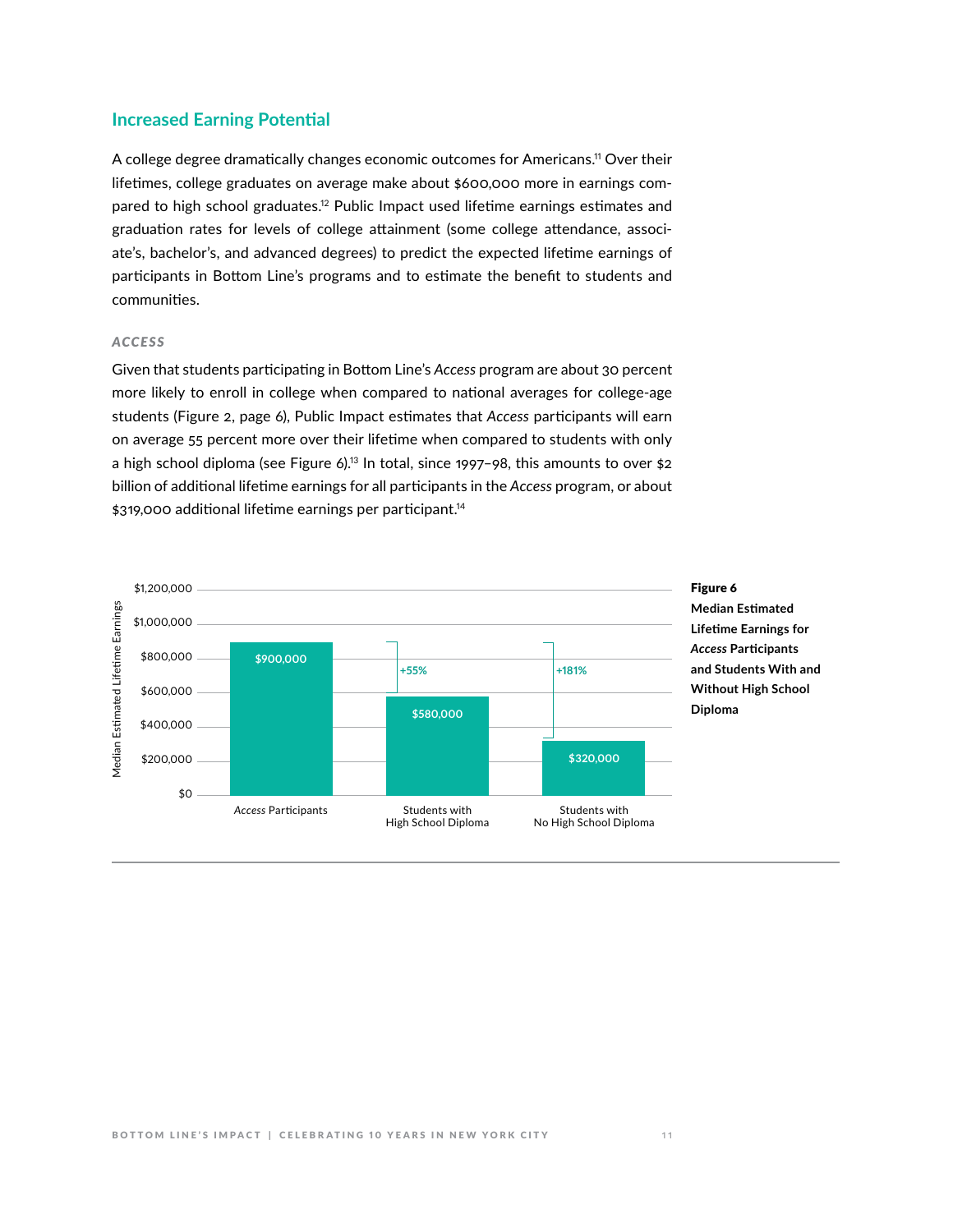## Increased Earning Potential

A college degree dramatically changes economic outcomes for Americans.[11] Over their lifetimes, college graduates on average make about $600,000 more in earnings compared to high school graduates.[12] Public Impact used lifetime earnings estimates and graduation rates for levels of college attainment (some college attendance, associate's, bachelor's, and advanced degrees) to predict the expected lifetime earnings of participants in Bottom Line's programs and to estimate the benefit to students and communities.

### *ACCESS*

Given that students participating in Bottom Line's *Access* program are about 30 percent more likely to enroll in college when compared to national averages for college-age students (Figure 2, page 6), Public Impact estimates that *Access* participants will earn on average 55 percent more over their lifetime when compared to students with only a high school diploma (see Figure 6).[13] In total, since 1997–98, this amounts to over $2 billion of additional lifetime earnings for all participants in the *Access* program, or about $319,000 additional lifetime earnings per participant.[14]

| | Median Estimated Lifetime Earnings |
|---|---|
| *Access* Participants | $900,000 |
| Students with High School Diploma | $580,000 (+55% for *Access* Participants) |
| Students with No High School Diploma | $320,000 (+181% for *Access* Participants) |

**Figure 6**
**Median Estimated Lifetime Earnings for *Access* Participants and Students With and Without High School Diploma**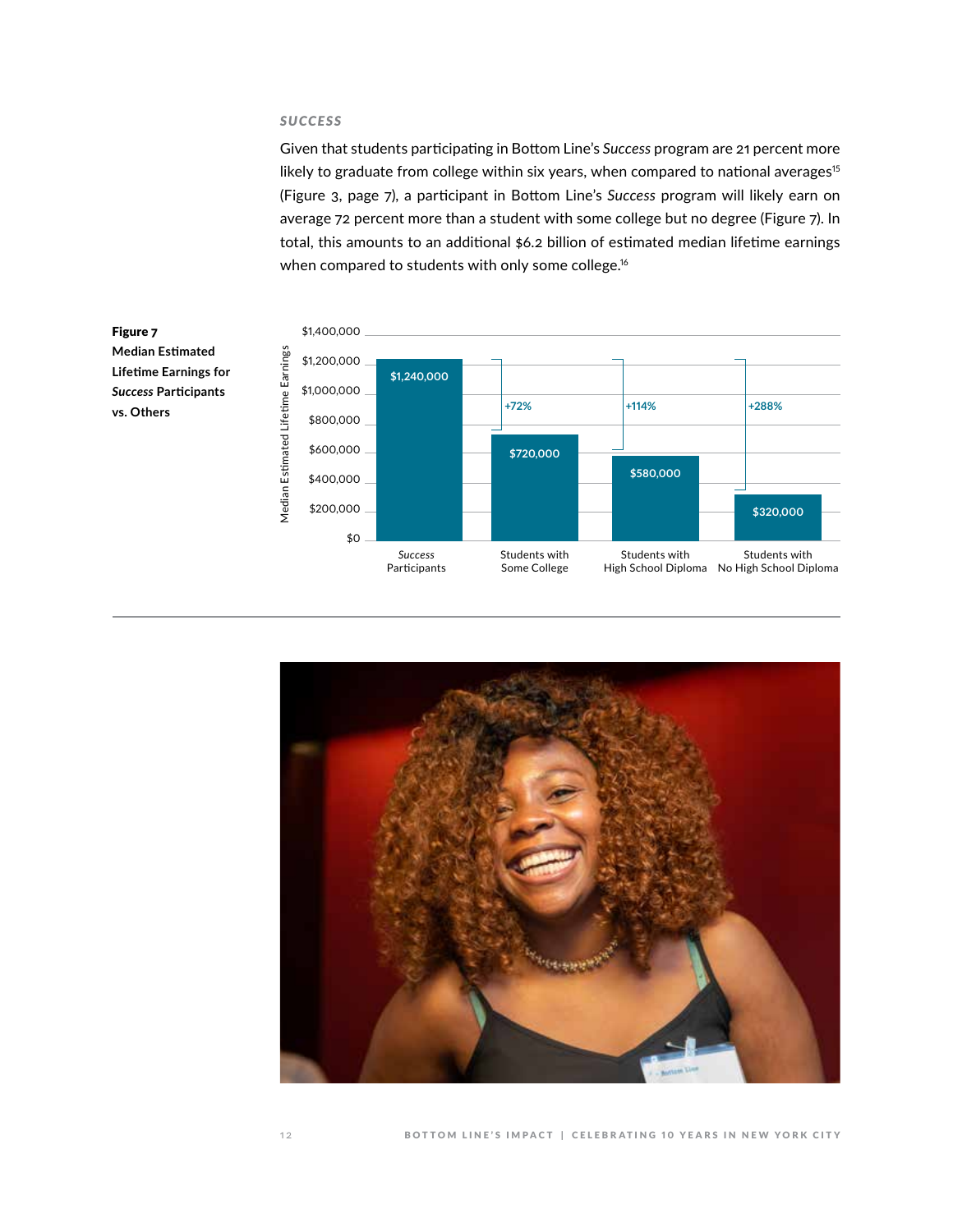## *SUCCESS*

Given that students participating in Bottom Line's *Success* program are 21 percent more likely to graduate from college within six years, when compared to national averages[15] (Figure 3, page 7), a participant in Bottom Line's *Success* program will likely earn on average 72 percent more than a student with some college but no degree (Figure 7). In total, this amounts to an additional $6.2 billion of estimated median lifetime earnings when compared to students with only some college.[16]

**Figure 7**
**Median Estimated Lifetime Earnings for *Success* Participants vs. Others**

| Group | Median Estimated Lifetime Earnings | Success Participants' Advantage |
|---|---|---|
| *Success* Participants | $1,240,000 | |
| Students with Some College | $720,000 | +72% |
| Students with High School Diploma | $580,000 | +114% |
| Students with No High School Diploma | $320,000 | +288% |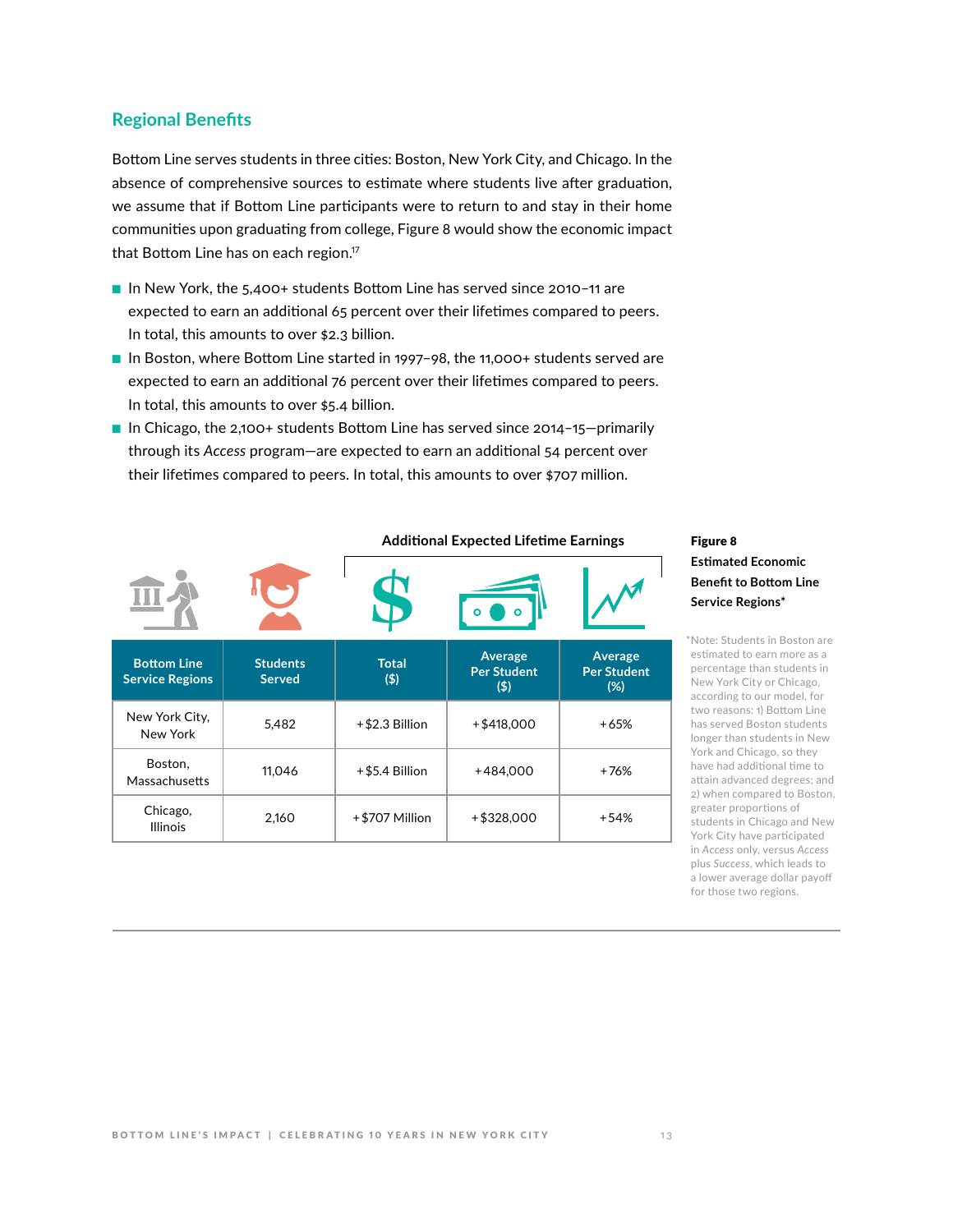## Regional Benefits

Bottom Line serves students in three cities: Boston, New York City, and Chicago. In the absence of comprehensive sources to estimate where students live after graduation, we assume that if Bottom Line participants were to return to and stay in their home communities upon graduating from college, Figure 8 would show the economic impact that Bottom Line has on each region.[17]

- In New York, the 5,400+ students Bottom Line has served since 2010–11 are expected to earn an additional 65 percent over their lifetimes compared to peers. In total, this amounts to over $2.3 billion.
- In Boston, where Bottom Line started in 1997–98, the 11,000+ students served are expected to earn an additional 76 percent over their lifetimes compared to peers. In total, this amounts to over $5.4 billion.
- In Chicago, the 2,100+ students Bottom Line has served since 2014–15—primarily through its *Access* program—are expected to earn an additional 54 percent over their lifetimes compared to peers. In total, this amounts to over $707 million.

**Figure 8**
**Estimated Economic Benefit to Bottom Line Service Regions***

| | | Additional Expected Lifetime Earnings | | |
|---|---|---|---|---|
| Bottom Line Service Regions | Students Served | Total ($) | Average Per Student ($) | Average Per Student (%) |
| New York City, New York | 5,482 | +$2.3 Billion | +$418,000 | +65% |
| Boston, Massachusetts | 11,046 | +$5.4 Billion | +484,000 | +76% |
| Chicago, Illinois | 2,160 | +$707 Million | +$328,000 | +54% |

*Note: Students in Boston are estimated to earn more as a percentage than students in New York City or Chicago, according to our model, for two reasons: 1) Bottom Line has served Boston students longer than students in New York and Chicago, so they have had additional time to attain advanced degrees; and 2) when compared to Boston, greater proportions of students in Chicago and New York City have participated in *Access* only, versus *Access* plus *Success*, which leads to a lower average dollar payoff for those two regions.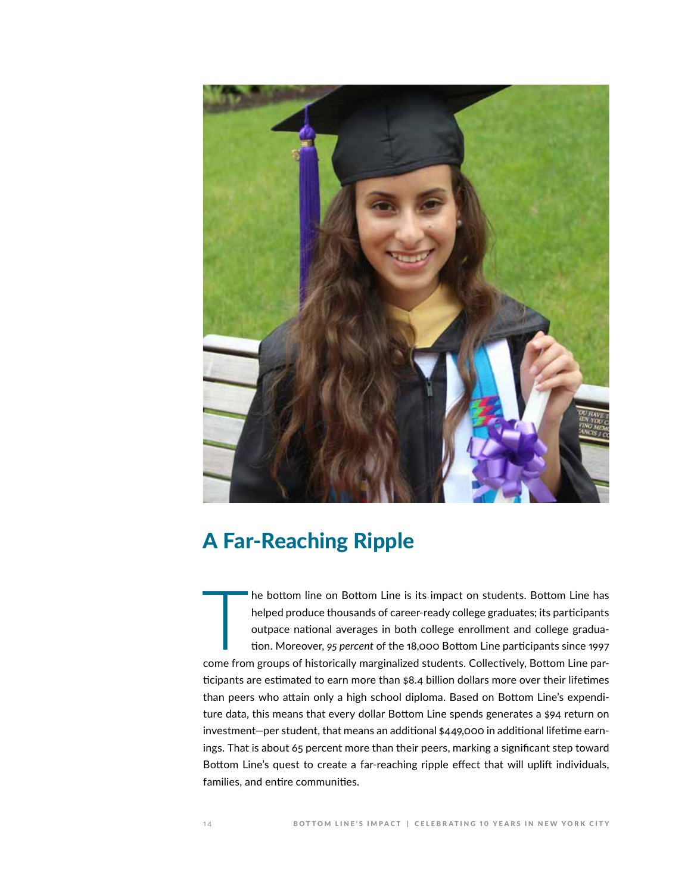## A Far-Reaching Ripple

The bottom line on Bottom Line is its impact on students. Bottom Line has helped produce thousands of career-ready college graduates; its participants outpace national averages in both college enrollment and college graduation. Moreover, *95 percent* of the 18,000 Bottom Line participants since 1997 come from groups of historically marginalized students. Collectively, Bottom Line participants are estimated to earn more than $8.4 billion dollars more over their lifetimes than peers who attain only a high school diploma. Based on Bottom Line's expenditure data, this means that every dollar Bottom Line spends generates a $94 return on investment—per student, that means an additional $449,000 in additional lifetime earnings. That is about 65 percent more than their peers, marking a significant step toward Bottom Line's quest to create a far-reaching ripple effect that will uplift individuals, families, and entire communities.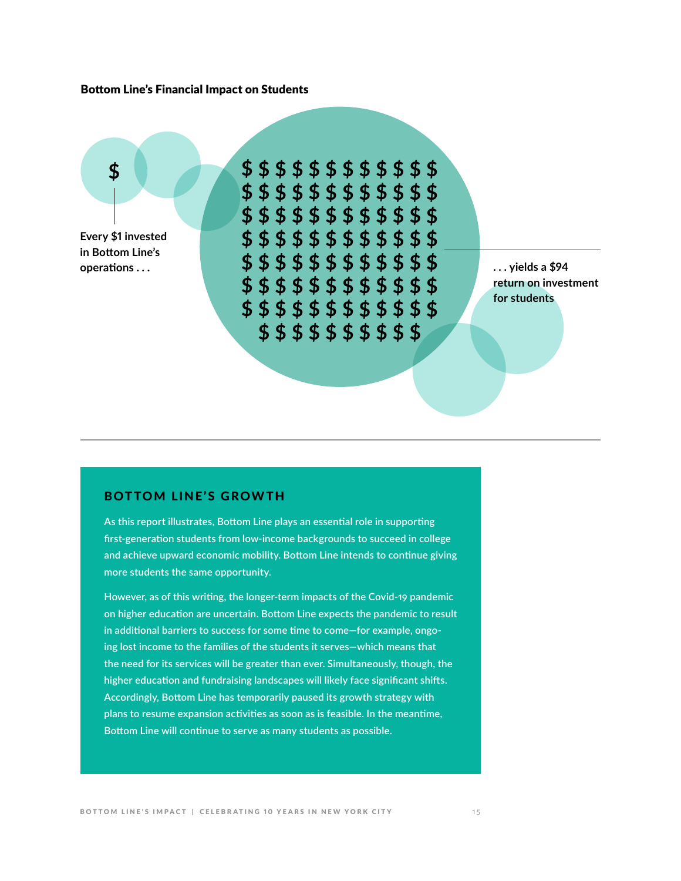**Bottom Line's Financial Impact on Students**

Every $1 invested in Bottom Line's operations . . .

. . . yields a $94 return on investment for students

## BOTTOM LINE'S GROWTH

As this report illustrates, Bottom Line plays an essential role in supporting first-generation students from low-income backgrounds to succeed in college and achieve upward economic mobility. Bottom Line intends to continue giving more students the same opportunity.

However, as of this writing, the longer-term impacts of the Covid-19 pandemic on higher education are uncertain. Bottom Line expects the pandemic to result in additional barriers to success for some time to come—for example, ongoing lost income to the families of the students it serves—which means that the need for its services will be greater than ever. Simultaneously, though, the higher education and fundraising landscapes will likely face significant shifts. Accordingly, Bottom Line has temporarily paused its growth strategy with plans to resume expansion activities as soon as is feasible. In the meantime, Bottom Line will continue to serve as many students as possible.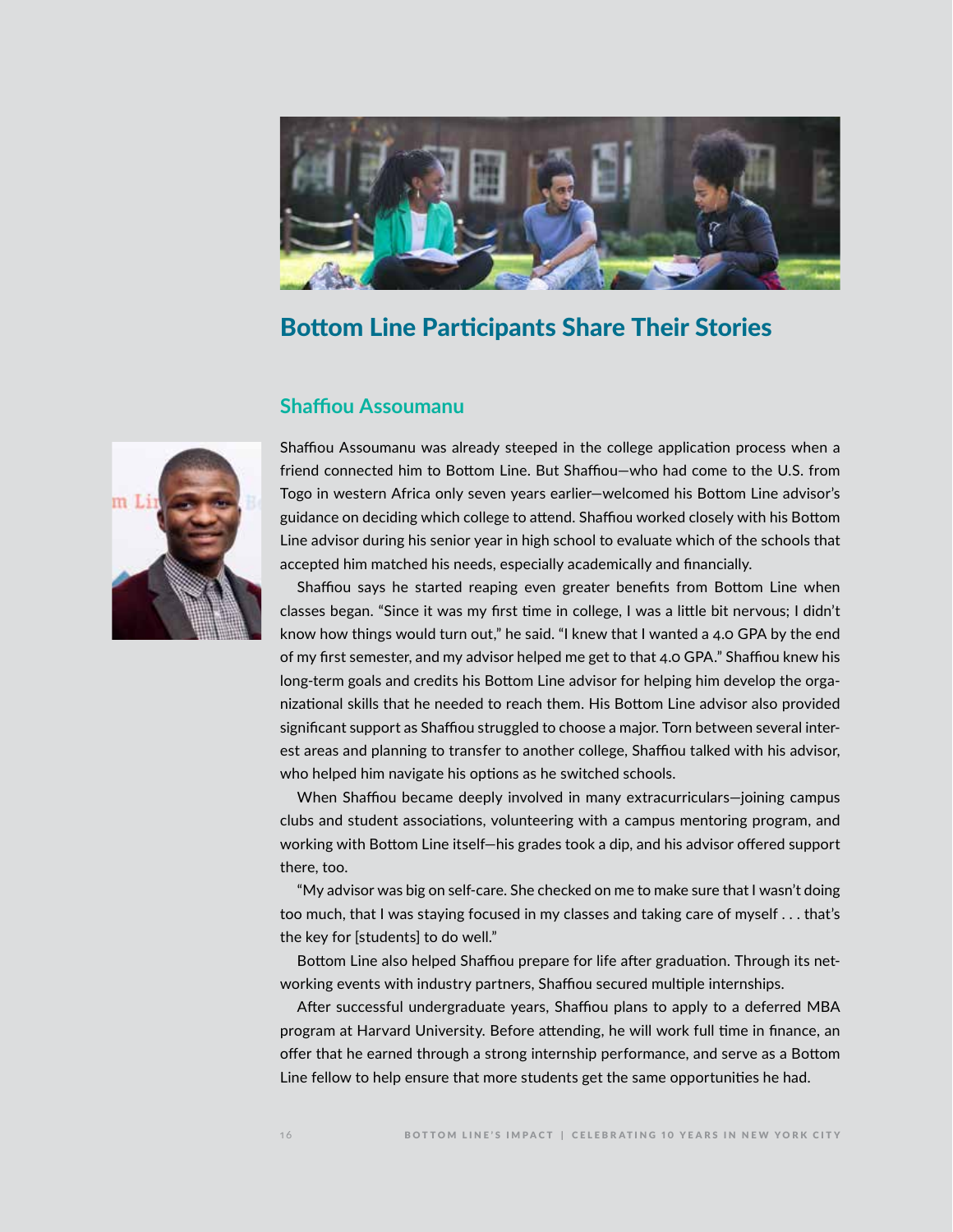## Bottom Line Participants Share Their Stories

### Shaffiou Assoumanu

Shaffiou Assoumanu was already steeped in the college application process when a friend connected him to Bottom Line. But Shaffiou—who had come to the U.S. from Togo in western Africa only seven years earlier—welcomed his Bottom Line advisor's guidance on deciding which college to attend. Shaffiou worked closely with his Bottom Line advisor during his senior year in high school to evaluate which of the schools that accepted him matched his needs, especially academically and financially.

Shaffiou says he started reaping even greater benefits from Bottom Line when classes began. "Since it was my first time in college, I was a little bit nervous; I didn't know how things would turn out," he said. "I knew that I wanted a 4.0 GPA by the end of my first semester, and my advisor helped me get to that 4.0 GPA." Shaffiou knew his long-term goals and credits his Bottom Line advisor for helping him develop the organizational skills that he needed to reach them. His Bottom Line advisor also provided significant support as Shaffiou struggled to choose a major. Torn between several interest areas and planning to transfer to another college, Shaffiou talked with his advisor, who helped him navigate his options as he switched schools.

When Shaffiou became deeply involved in many extracurriculars—joining campus clubs and student associations, volunteering with a campus mentoring program, and working with Bottom Line itself—his grades took a dip, and his advisor offered support there, too.

"My advisor was big on self-care. She checked on me to make sure that I wasn't doing too much, that I was staying focused in my classes and taking care of myself . . . that's the key for [students] to do well."

Bottom Line also helped Shaffiou prepare for life after graduation. Through its networking events with industry partners, Shaffiou secured multiple internships.

After successful undergraduate years, Shaffiou plans to apply to a deferred MBA program at Harvard University. Before attending, he will work full time in finance, an offer that he earned through a strong internship performance, and serve as a Bottom Line fellow to help ensure that more students get the same opportunities he had.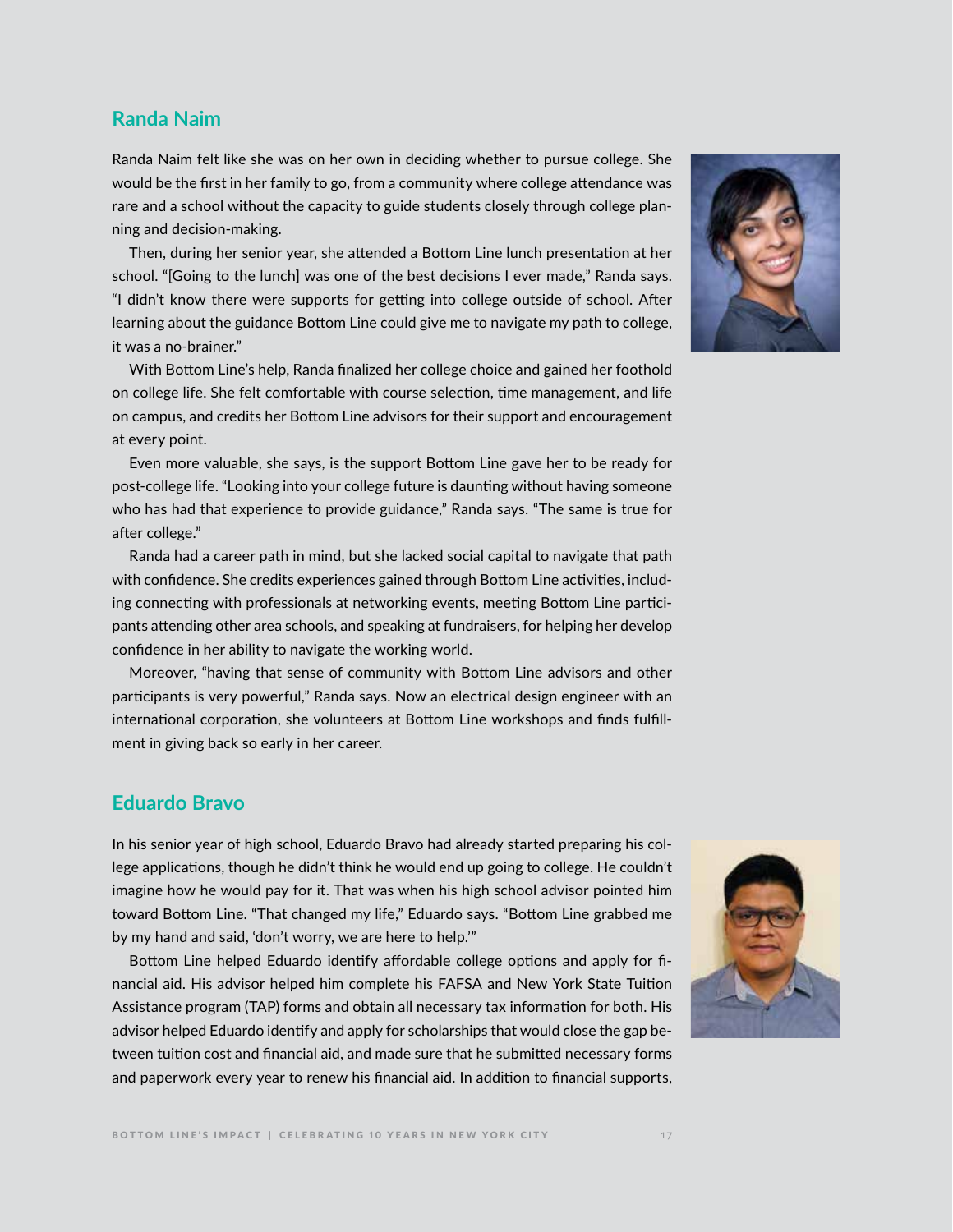## Randa Naim

Randa Naim felt like she was on her own in deciding whether to pursue college. She would be the first in her family to go, from a community where college attendance was rare and a school without the capacity to guide students closely through college planning and decision-making.

Then, during her senior year, she attended a Bottom Line lunch presentation at her school. "[Going to the lunch] was one of the best decisions I ever made," Randa says. "I didn't know there were supports for getting into college outside of school. After learning about the guidance Bottom Line could give me to navigate my path to college, it was a no-brainer."

With Bottom Line's help, Randa finalized her college choice and gained her foothold on college life. She felt comfortable with course selection, time management, and life on campus, and credits her Bottom Line advisors for their support and encouragement at every point.

Even more valuable, she says, is the support Bottom Line gave her to be ready for post-college life. "Looking into your college future is daunting without having someone who has had that experience to provide guidance," Randa says. "The same is true for after college."

Randa had a career path in mind, but she lacked social capital to navigate that path with confidence. She credits experiences gained through Bottom Line activities, including connecting with professionals at networking events, meeting Bottom Line participants attending other area schools, and speaking at fundraisers, for helping her develop confidence in her ability to navigate the working world.

Moreover, "having that sense of community with Bottom Line advisors and other participants is very powerful," Randa says. Now an electrical design engineer with an international corporation, she volunteers at Bottom Line workshops and finds fulfillment in giving back so early in her career.

## Eduardo Bravo

In his senior year of high school, Eduardo Bravo had already started preparing his college applications, though he didn't think he would end up going to college. He couldn't imagine how he would pay for it. That was when his high school advisor pointed him toward Bottom Line. "That changed my life," Eduardo says. "Bottom Line grabbed me by my hand and said, 'don't worry, we are here to help.'"

Bottom Line helped Eduardo identify affordable college options and apply for financial aid. His advisor helped him complete his FAFSA and New York State Tuition Assistance program (TAP) forms and obtain all necessary tax information for both. His advisor helped Eduardo identify and apply for scholarships that would close the gap between tuition cost and financial aid, and made sure that he submitted necessary forms and paperwork every year to renew his financial aid. In addition to financial supports,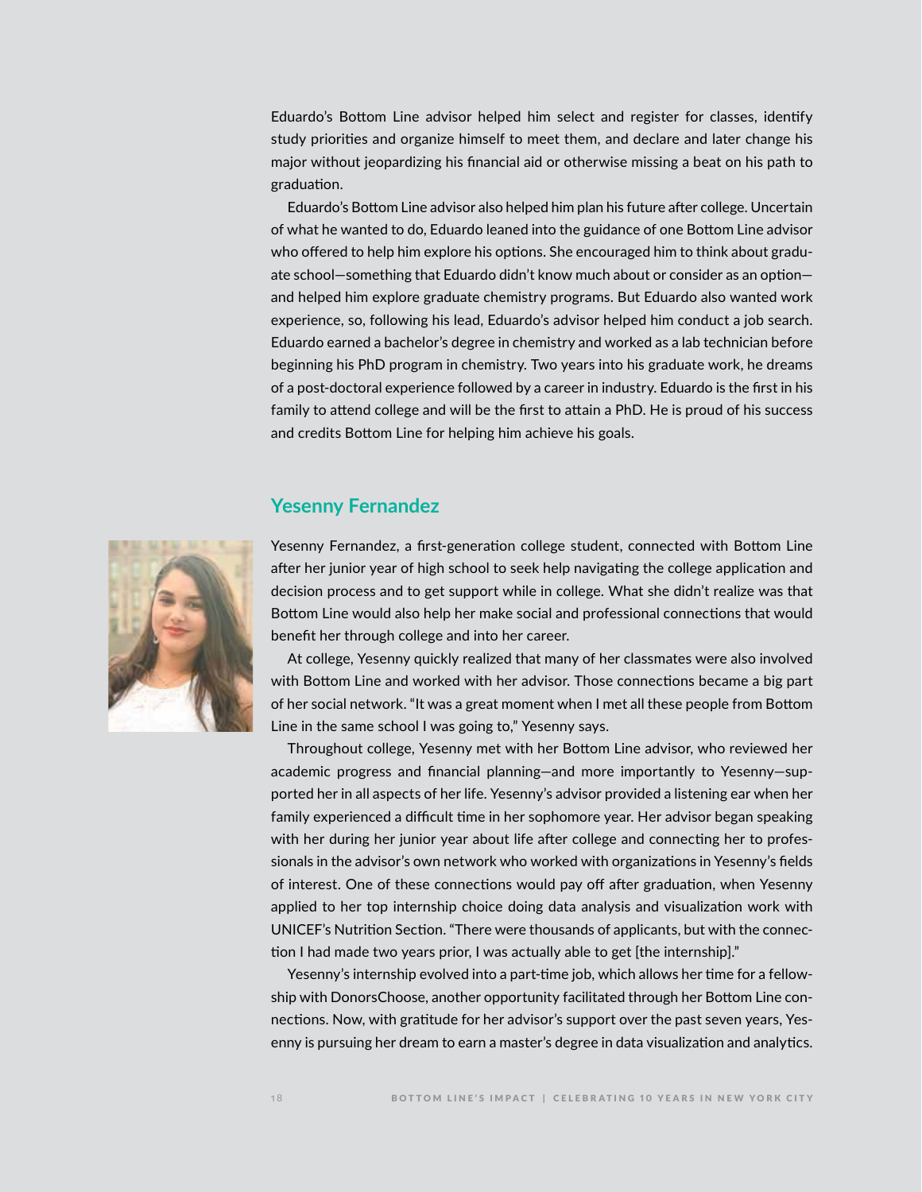Eduardo's Bottom Line advisor helped him select and register for classes, identify study priorities and organize himself to meet them, and declare and later change his major without jeopardizing his financial aid or otherwise missing a beat on his path to graduation.

Eduardo's Bottom Line advisor also helped him plan his future after college. Uncertain of what he wanted to do, Eduardo leaned into the guidance of one Bottom Line advisor who offered to help him explore his options. She encouraged him to think about graduate school—something that Eduardo didn't know much about or consider as an option—and helped him explore graduate chemistry programs. But Eduardo also wanted work experience, so, following his lead, Eduardo's advisor helped him conduct a job search. Eduardo earned a bachelor's degree in chemistry and worked as a lab technician before beginning his PhD program in chemistry. Two years into his graduate work, he dreams of a post-doctoral experience followed by a career in industry. Eduardo is the first in his family to attend college and will be the first to attain a PhD. He is proud of his success and credits Bottom Line for helping him achieve his goals.

## Yesenny Fernandez

Yesenny Fernandez, a first-generation college student, connected with Bottom Line after her junior year of high school to seek help navigating the college application and decision process and to get support while in college. What she didn't realize was that Bottom Line would also help her make social and professional connections that would benefit her through college and into her career.

At college, Yesenny quickly realized that many of her classmates were also involved with Bottom Line and worked with her advisor. Those connections became a big part of her social network. "It was a great moment when I met all these people from Bottom Line in the same school I was going to," Yesenny says.

Throughout college, Yesenny met with her Bottom Line advisor, who reviewed her academic progress and financial planning—and more importantly to Yesenny—supported her in all aspects of her life. Yesenny's advisor provided a listening ear when her family experienced a difficult time in her sophomore year. Her advisor began speaking with her during her junior year about life after college and connecting her to professionals in the advisor's own network who worked with organizations in Yesenny's fields of interest. One of these connections would pay off after graduation, when Yesenny applied to her top internship choice doing data analysis and visualization work with UNICEF's Nutrition Section. "There were thousands of applicants, but with the connection I had made two years prior, I was actually able to get [the internship]."

Yesenny's internship evolved into a part-time job, which allows her time for a fellowship with DonorsChoose, another opportunity facilitated through her Bottom Line connections. Now, with gratitude for her advisor's support over the past seven years, Yesenny is pursuing her dream to earn a master's degree in data visualization and analytics.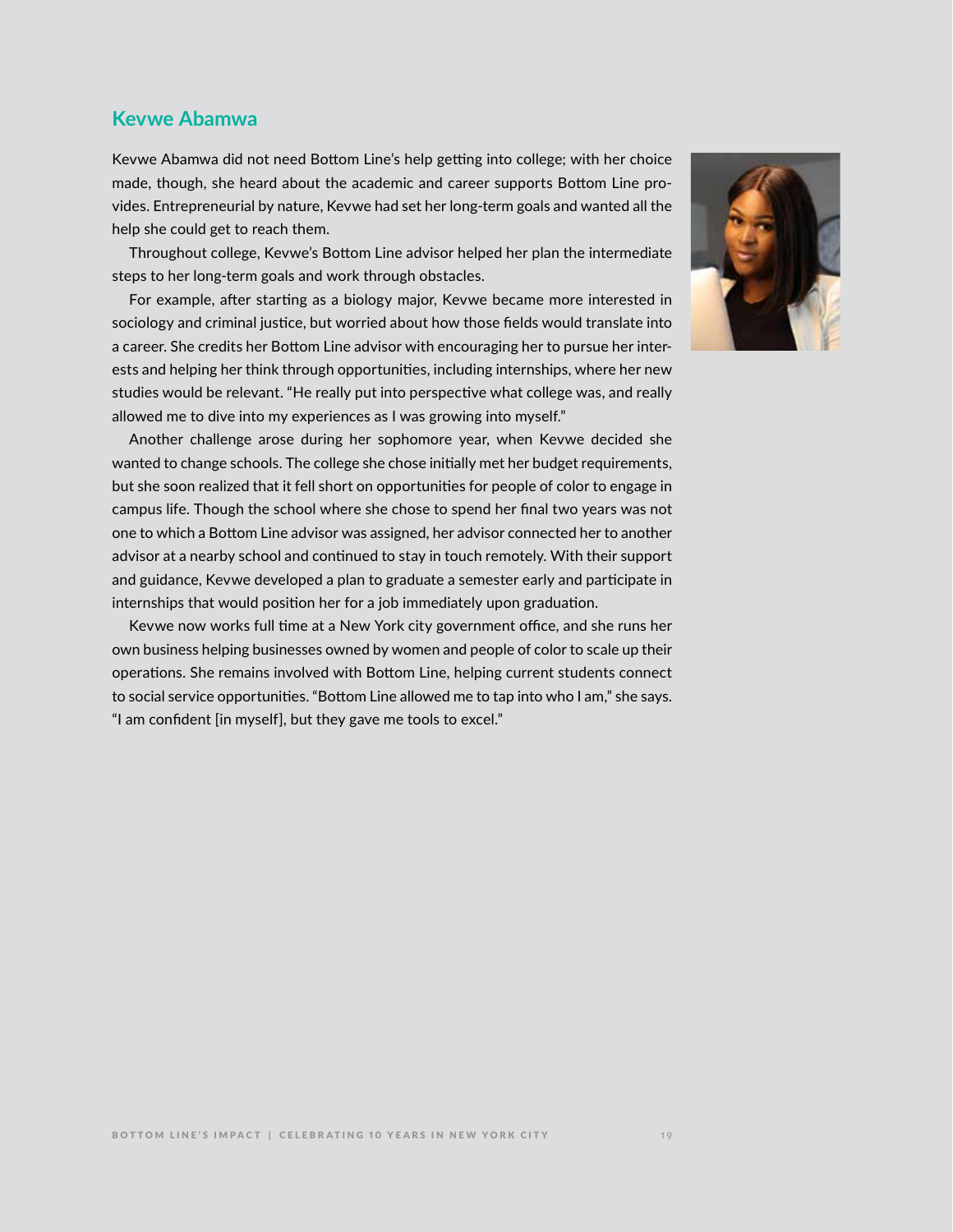## Kevwe Abamwa

Kevwe Abamwa did not need Bottom Line's help getting into college; with her choice made, though, she heard about the academic and career supports Bottom Line provides. Entrepreneurial by nature, Kevwe had set her long-term goals and wanted all the help she could get to reach them.

Throughout college, Kevwe's Bottom Line advisor helped her plan the intermediate steps to her long-term goals and work through obstacles.

For example, after starting as a biology major, Kevwe became more interested in sociology and criminal justice, but worried about how those fields would translate into a career. She credits her Bottom Line advisor with encouraging her to pursue her interests and helping her think through opportunities, including internships, where her new studies would be relevant. "He really put into perspective what college was, and really allowed me to dive into my experiences as I was growing into myself."

Another challenge arose during her sophomore year, when Kevwe decided she wanted to change schools. The college she chose initially met her budget requirements, but she soon realized that it fell short on opportunities for people of color to engage in campus life. Though the school where she chose to spend her final two years was not one to which a Bottom Line advisor was assigned, her advisor connected her to another advisor at a nearby school and continued to stay in touch remotely. With their support and guidance, Kevwe developed a plan to graduate a semester early and participate in internships that would position her for a job immediately upon graduation.

Kevwe now works full time at a New York city government office, and she runs her own business helping businesses owned by women and people of color to scale up their operations. She remains involved with Bottom Line, helping current students connect to social service opportunities. "Bottom Line allowed me to tap into who I am," she says. "I am confident [in myself], but they gave me tools to excel."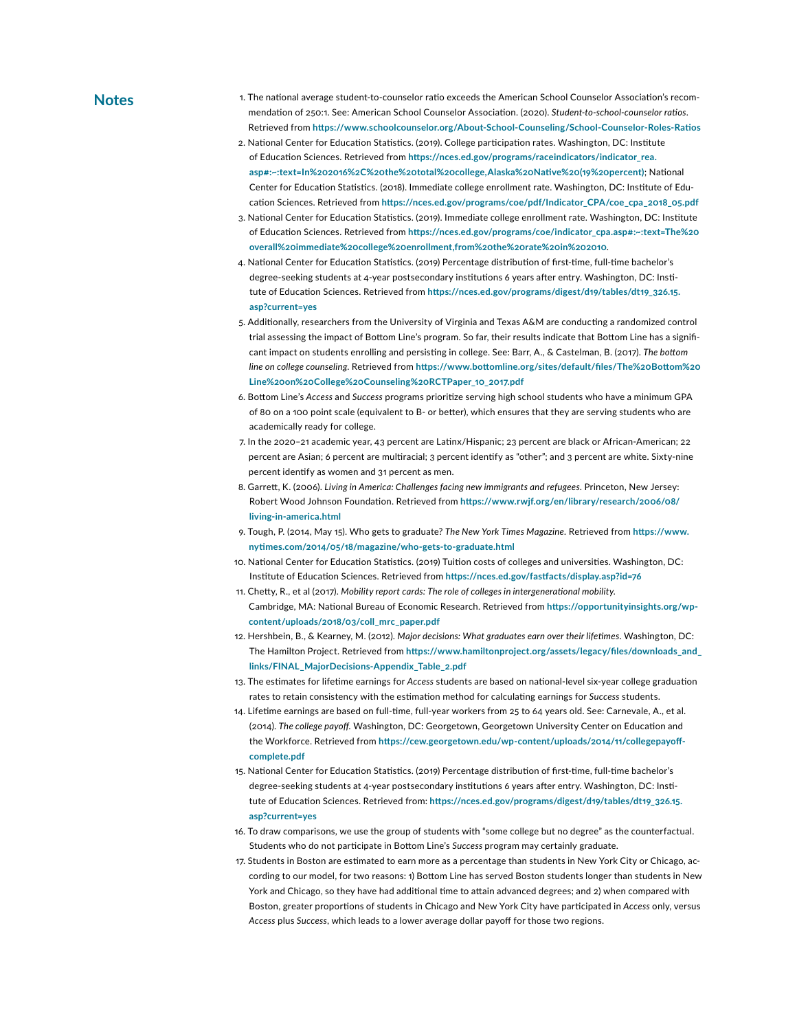## Notes

1. The national average student-to-counselor ratio exceeds the American School Counselor Association's recommendation of 250:1. See: American School Counselor Association. (2020). *Student-to-school-counselor ratios*. Retrieved from **https://www.schoolcounselor.org/About-School-Counseling/School-Counselor-Roles-Ratios**
2. National Center for Education Statistics. (2019). College participation rates. Washington, DC: Institute of Education Sciences. Retrieved from **https://nces.ed.gov/programs/raceindicators/indicator_rea.asp#:~:text=In%202016%2C%20the%20total%20college,Alaska%20Native%20(19%20percent)**; National Center for Education Statistics. (2018). Immediate college enrollment rate. Washington, DC: Institute of Education Sciences. Retrieved from **https://nces.ed.gov/programs/coe/pdf/Indicator_CPA/coe_cpa_2018_05.pdf**
3. National Center for Education Statistics. (2019). Immediate college enrollment rate. Washington, DC: Institute of Education Sciences. Retrieved from **https://nces.ed.gov/programs/coe/indicator_cpa.asp#:~:text=The%20overall%20immediate%20college%20enrollment,from%20the%20rate%20in%202010**.
4. National Center for Education Statistics. (2019) Percentage distribution of first-time, full-time bachelor's degree-seeking students at 4-year postsecondary institutions 6 years after entry. Washington, DC: Institute of Education Sciences. Retrieved from **https://nces.ed.gov/programs/digest/d19/tables/dt19_326.15.asp?current=yes**
5. Additionally, researchers from the University of Virginia and Texas A&M are conducting a randomized control trial assessing the impact of Bottom Line's program. So far, their results indicate that Bottom Line has a significant impact on students enrolling and persisting in college. See: Barr, A., & Castelman, B. (2017). *The bottom line on college counseling*. Retrieved from **https://www.bottomline.org/sites/default/files/The%20Bottom%20Line%20on%20College%20Counseling%20RCTPaper_10_2017.pdf**
6. Bottom Line's *Access* and *Success* programs prioritize serving high school students who have a minimum GPA of 80 on a 100 point scale (equivalent to B- or better), which ensures that they are serving students who are academically ready for college.
7. In the 2020–21 academic year, 43 percent are Latinx/Hispanic; 23 percent are black or African-American; 22 percent are Asian; 6 percent are multiracial; 3 percent identify as "other"; and 3 percent are white. Sixty-nine percent identify as women and 31 percent as men.
8. Garrett, K. (2006). *Living in America: Challenges facing new immigrants and refugees*. Princeton, New Jersey: Robert Wood Johnson Foundation. Retrieved from **https://www.rwjf.org/en/library/research/2006/08/living-in-america.html**
9. Tough, P. (2014, May 15). Who gets to graduate? *The New York Times Magazine*. Retrieved from **https://www.nytimes.com/2014/05/18/magazine/who-gets-to-graduate.html**
10. National Center for Education Statistics. (2019) Tuition costs of colleges and universities. Washington, DC: Institute of Education Sciences. Retrieved from **https://nces.ed.gov/fastfacts/display.asp?id=76**
11. Chetty, R., et al (2017). *Mobility report cards: The role of colleges in intergenerational mobility*. Cambridge, MA: National Bureau of Economic Research. Retrieved from **https://opportunityinsights.org/wp-content/uploads/2018/03/coll_mrc_paper.pdf**
12. Hershbein, B., & Kearney, M. (2012). *Major decisions: What graduates earn over their lifetimes*. Washington, DC: The Hamilton Project. Retrieved from **https://www.hamiltonproject.org/assets/legacy/files/downloads_and_links/FINAL_MajorDecisions-Appendix_Table_2.pdf**
13. The estimates for lifetime earnings for *Access* students are based on national-level six-year college graduation rates to retain consistency with the estimation method for calculating earnings for *Success* students.
14. Lifetime earnings are based on full-time, full-year workers from 25 to 64 years old. See: Carnevale, A., et al. (2014). *The college payoff*. Washington, DC: Georgetown, Georgetown University Center on Education and the Workforce. Retrieved from **https://cew.georgetown.edu/wp-content/uploads/2014/11/collegepayoff-complete.pdf**
15. National Center for Education Statistics. (2019) Percentage distribution of first-time, full-time bachelor's degree-seeking students at 4-year postsecondary institutions 6 years after entry. Washington, DC: Institute of Education Sciences. Retrieved from: **https://nces.ed.gov/programs/digest/d19/tables/dt19_326.15.asp?current=yes**
16. To draw comparisons, we use the group of students with "some college but no degree" as the counterfactual. Students who do not participate in Bottom Line's *Success* program may certainly graduate.
17. Students in Boston are estimated to earn more as a percentage than students in New York City or Chicago, according to our model, for two reasons: 1) Bottom Line has served Boston students longer than students in New York and Chicago, so they have had additional time to attain advanced degrees; and 2) when compared with Boston, greater proportions of students in Chicago and New York City have participated in *Access* only, versus *Access* plus *Success*, which leads to a lower average dollar payoff for those two regions.